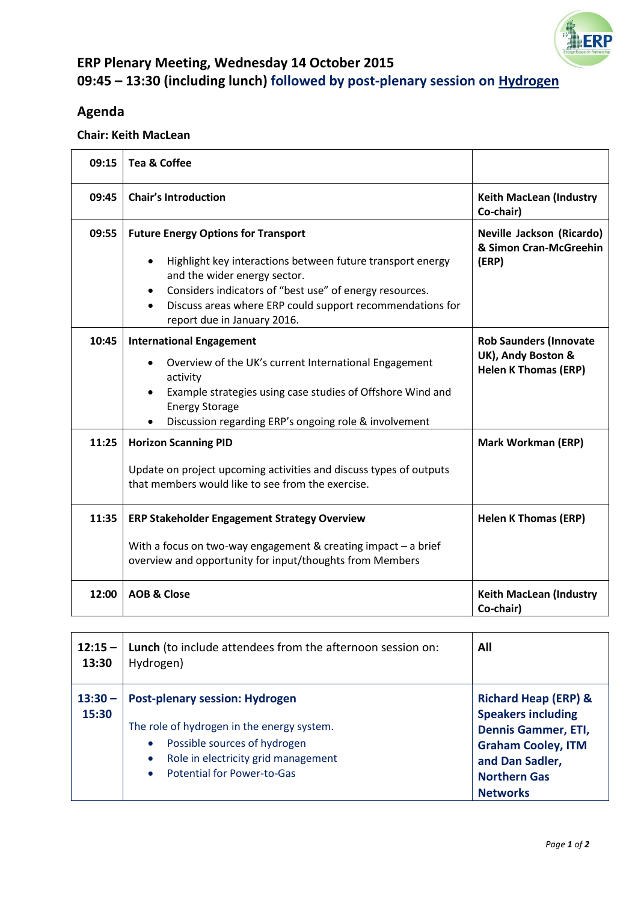# ERP Plenary Meeting, Wednesday 14 October 2015
# 09:45 – 13:30 (including lunch) followed by post-plenary session on Hydrogen

## Agenda

### Chair: Keith MacLean

| Time | Item | Lead |
|---|---|---|
| 09:15 | **Tea & Coffee** | |
| 09:45 | **Chair's Introduction** | **Keith MacLean (Industry Co-chair)** |
| 09:55 | **Future Energy Options for Transport**<br>• Highlight key interactions between future transport energy and the wider energy sector.<br>• Considers indicators of "best use" of energy resources.<br>• Discuss areas where ERP could support recommendations for report due in January 2016. | **Neville Jackson (Ricardo) & Simon Cran-McGreehin (ERP)** |
| 10:45 | **International Engagement**<br>• Overview of the UK's current International Engagement activity<br>• Example strategies using case studies of Offshore Wind and Energy Storage<br>• Discussion regarding ERP's ongoing role & involvement | **Rob Saunders (Innovate UK), Andy Boston & Helen K Thomas (ERP)** |
| 11:25 | **Horizon Scanning PID**<br>Update on project upcoming activities and discuss types of outputs that members would like to see from the exercise. | **Mark Workman (ERP)** |
| 11:35 | **ERP Stakeholder Engagement Strategy Overview**<br>With a focus on two-way engagement & creating impact – a brief overview and opportunity for input/thoughts from Members | **Helen K Thomas (ERP)** |
| 12:00 | **AOB & Close** | **Keith MacLean (Industry Co-chair)** |

| Time | Item | Lead |
|---|---|---|
| 12:15 – 13:30 | **Lunch** (to include attendees from the afternoon session on: Hydrogen) | **All** |
| 13:30 – 15:30 | **Post-plenary session: Hydrogen**<br>The role of hydrogen in the energy system.<br>• Possible sources of hydrogen<br>• Role in electricity grid management<br>• Potential for Power-to-Gas | **Richard Heap (ERP) & Speakers including Dennis Gammer, ETI, Graham Cooley, ITM and Dan Sadler, Northern Gas Networks** |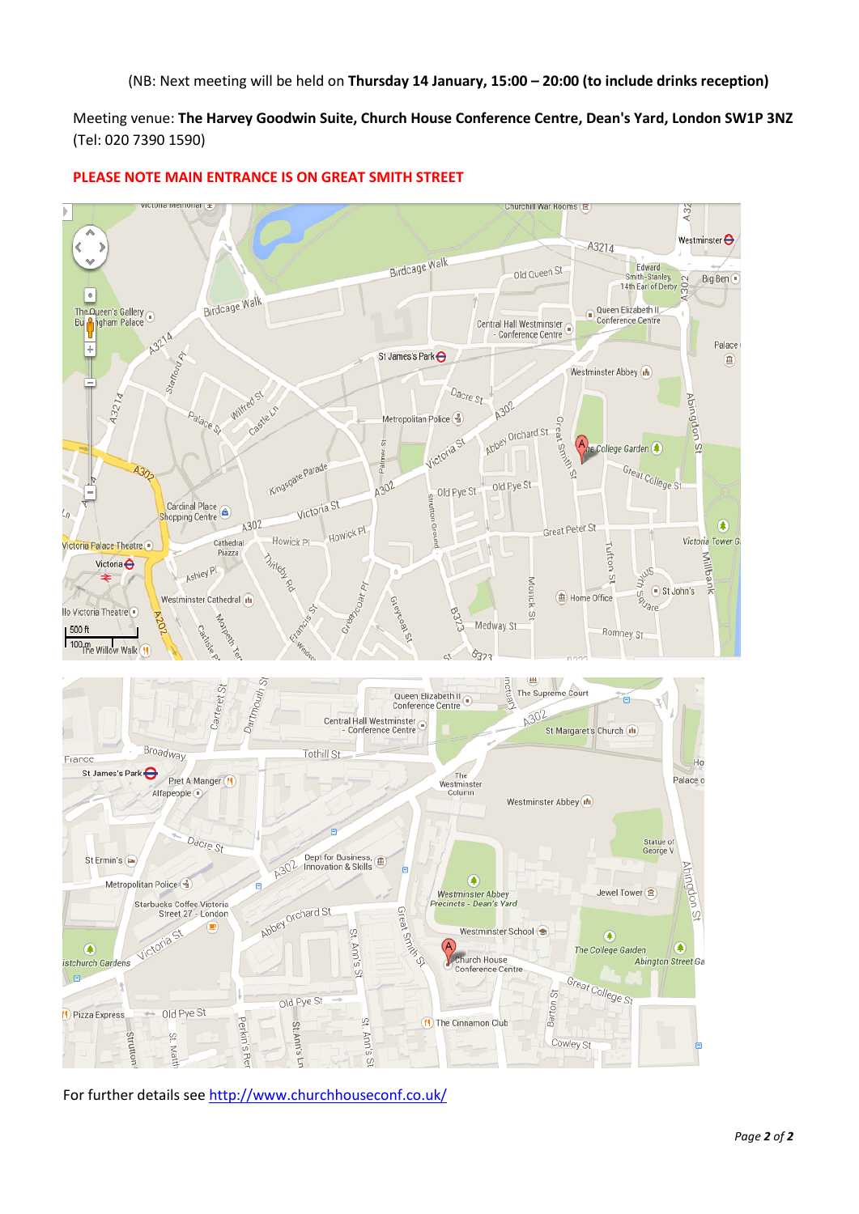(NB: Next meeting will be held on **Thursday 14 January, 15:00 – 20:00 (to include drinks reception)**

Meeting venue: **The Harvey Goodwin Suite, Church House Conference Centre, Dean's Yard, London SW1P 3NZ** (Tel: 020 7390 1590)

**PLEASE NOTE MAIN ENTRANCE IS ON GREAT SMITH STREET**

For further details see http://www.churchhouseconf.co.uk/